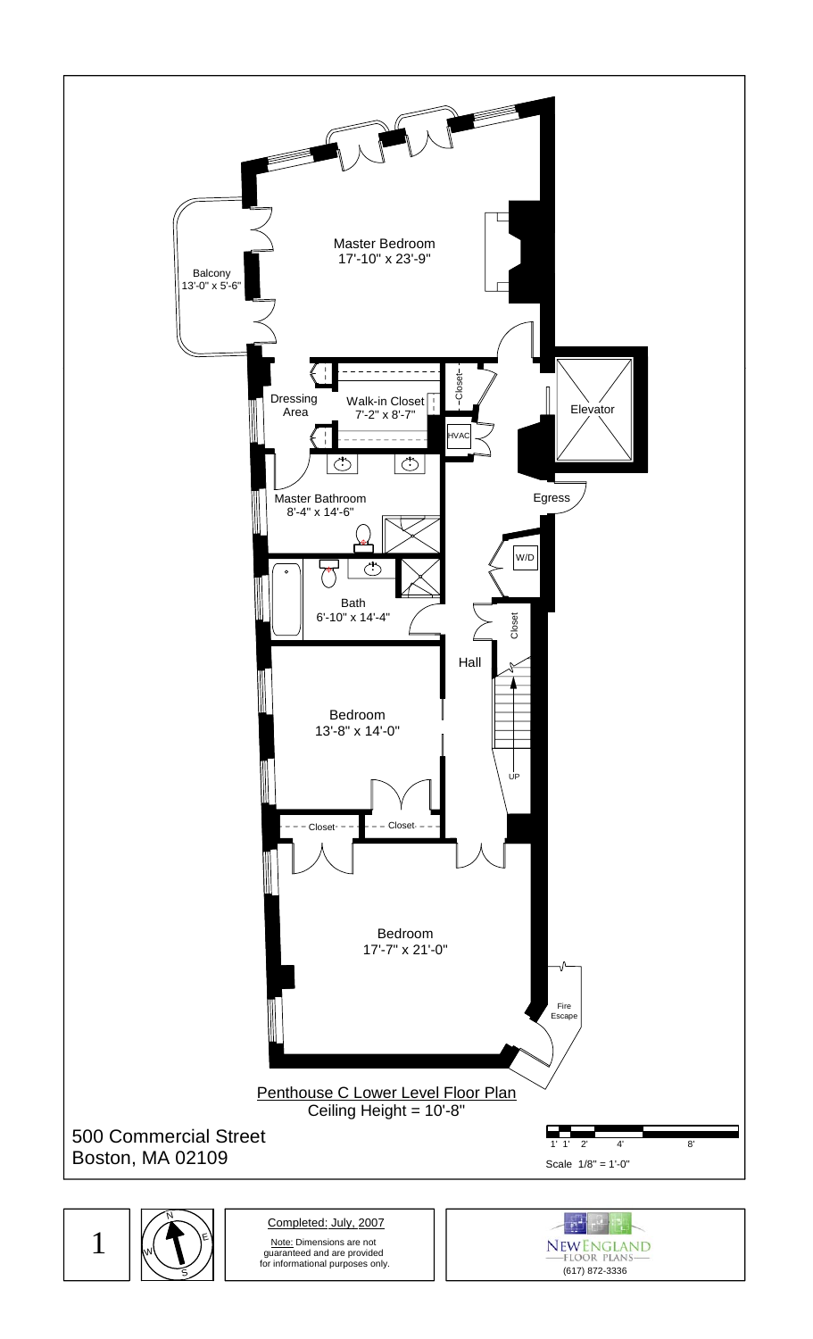Master Bedroom
17'-10" x 23'-9"

Balcony
13'-0" x 5'-6"

Dressing Area

Walk-in Closet
7'-2" x 8'-7"

Closet

HVAC

Elevator

Master Bathroom
8'-4" x 14'-6"

Egress

W/D

Bath
6'-10" x 14'-4"

Closet

Hall

Bedroom
13'-8" x 14'-0"

UP

Closet

Closet

Bedroom
17'-7" x 21'-0"

Fire Escape

Penthouse C Lower Level Floor Plan

Ceiling Height = 10'-8"

500 Commercial Street
Boston, MA 02109

1' 1' 2' 4' 8'

Scale 1/8" = 1'-0"

1

N E S W

Completed: July, 2007

Note: Dimensions are not guaranteed and are provided for informational purposes only.

NEW ENGLAND
FLOOR PLANS
(617) 872-3336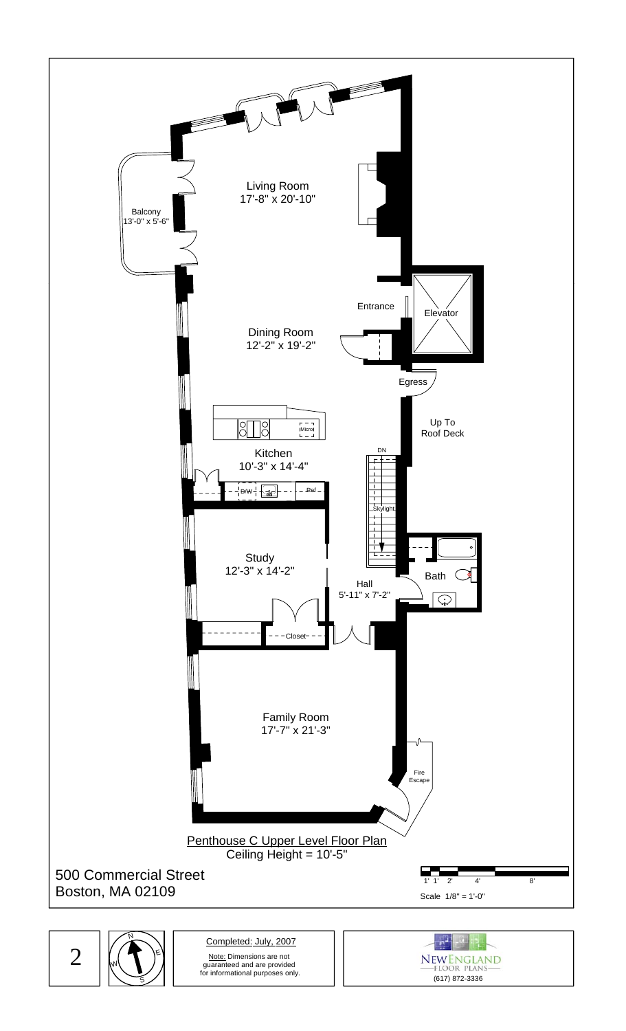Living Room
17'-8" x 20'-10"

Balcony
13'-0" x 5'-6"

Entrance

Elevator

Dining Room
12'-2" x 19'-2"

Egress

Up To
Roof Deck

Micro

Kitchen
10'-3" x 14'-4"

DN

D/W

Ref

Skylight

Study
12'-3" x 14'-2"

Bath

Hall
5'-11" x 7'-2"

Closet

Family Room
17'-7" x 21'-3"

Fire
Escape

Penthouse C Upper Level Floor Plan
Ceiling Height = 10'-5"

500 Commercial Street
Boston, MA 02109

1' 1' 2' 4' 8'

Scale 1/8" = 1'-0"

N E S W

Completed: July, 2007

Note: Dimensions are not guaranteed and are provided for informational purposes only.

NEW ENGLAND
FLOOR PLANS
(617) 872-3336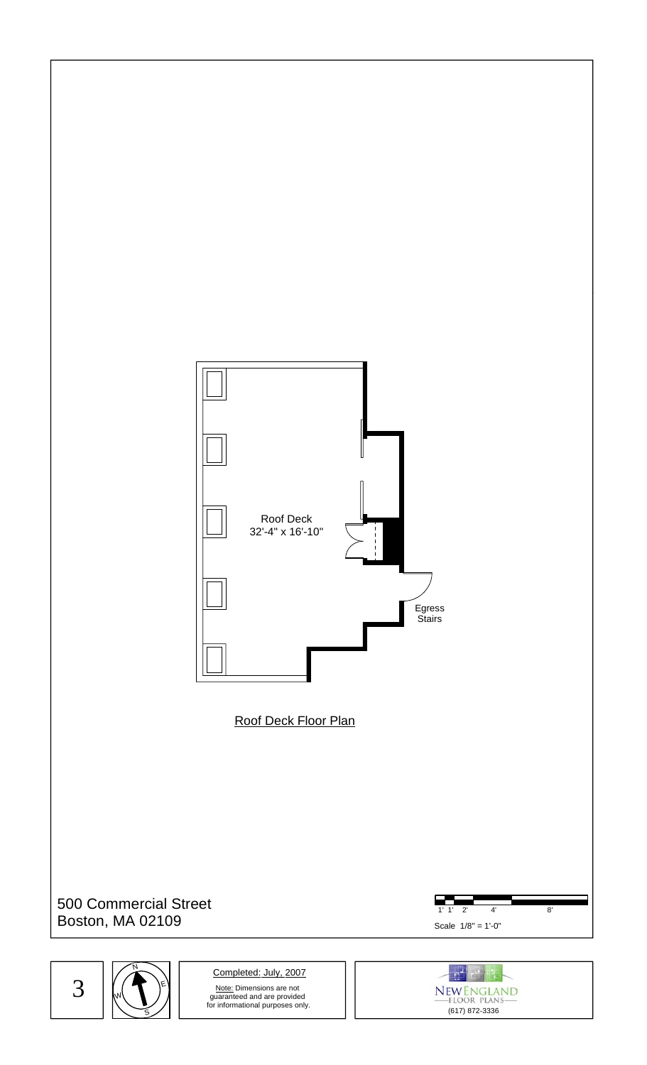Roof Deck
32'-4" x 16'-10"

Egress
Stairs

Roof Deck Floor Plan

500 Commercial Street
Boston, MA 02109

1' 1' 2' 4' 8'

Scale 1/8" = 1'-0"

N
E
W
S

Completed: July, 2007

Note: Dimensions are not guaranteed and are provided for informational purposes only.

NEW ENGLAND
FLOOR PLANS
(617) 872-3336